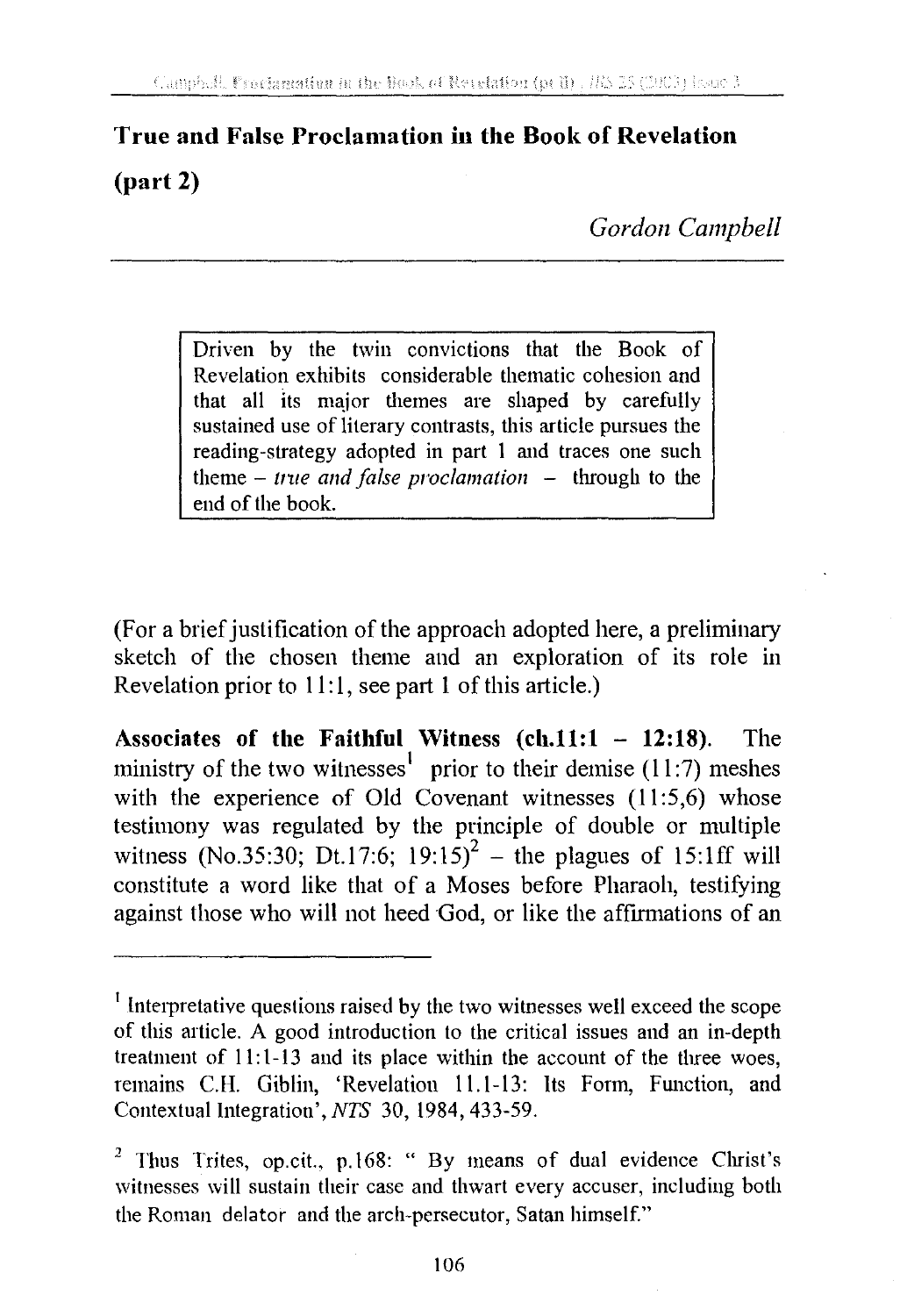# True and False Proclamation in the Book of Revelation (part 2)

*Gordon Campbell*

> Driven by the twin convictions that the Book of Revelation exhibits considerable thematic cohesion and that all its major themes are shaped by carefully sustained use of literary contrasts, this article pursues the reading-strategy adopted in part 1 and traces one such theme – *true and false proclamation* – through to the end of the book.

(For a brief justification of the approach adopted here, a preliminary sketch of the chosen theme and an exploration of its role in Revelation prior to 11:1, see part 1 of this article.)

**Associates of the Faithful Witness (ch.11:1 – 12:18).** The ministry of the two witnesses[1] prior to their demise (11:7) meshes with the experience of Old Covenant witnesses (11:5,6) whose testimony was regulated by the principle of double or multiple witness (No.35:30; Dt.17:6; 19:15)[2] – the plagues of 15:1ff will constitute a word like that of a Moses before Pharaoh, testifying against those who will not heed God, or like the affirmations of an

---

[1] Interpretative questions raised by the two witnesses well exceed the scope of this article. A good introduction to the critical issues and an in-depth treatment of 11:1-13 and its place within the account of the three woes, remains C.H. Giblin, 'Revelation 11.1-13: Its Form, Function, and Contextual Integration', *NTS* 30, 1984, 433-59.

[2] Thus Trites, op.cit., p.168: " By means of dual evidence Christ's witnesses will sustain their case and thwart every accuser, including both the Roman delator and the arch-persecutor, Satan himself."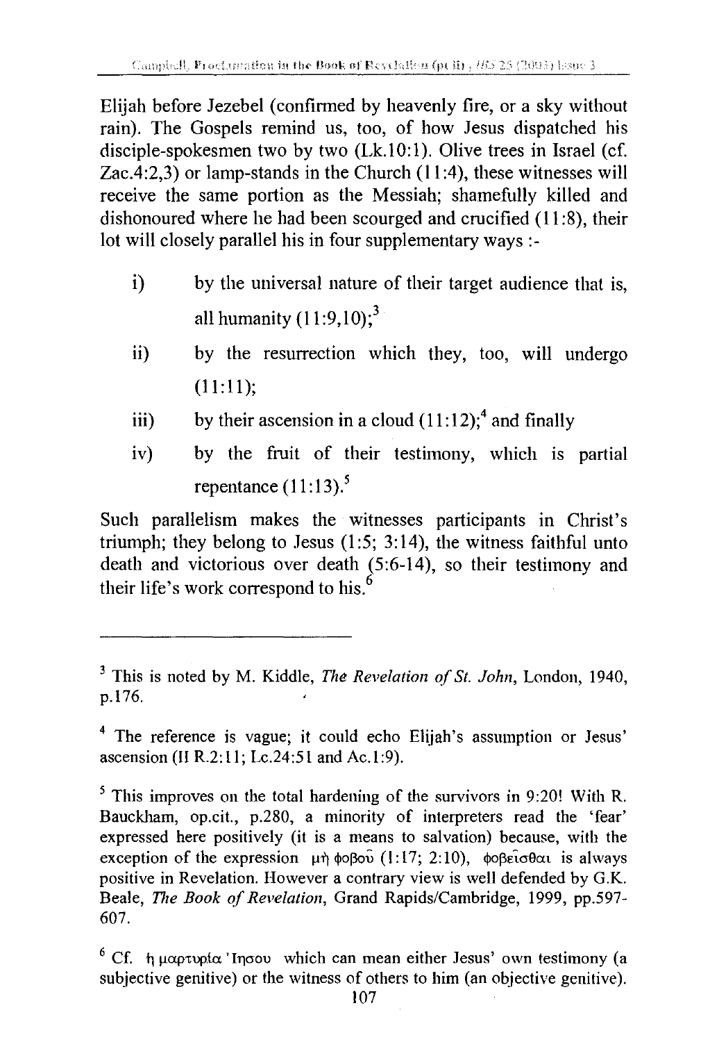Elijah before Jezebel (confirmed by heavenly fire, or a sky without rain). The Gospels remind us, too, of how Jesus dispatched his disciple-spokesmen two by two (Lk.10:1). Olive trees in Israel (cf. Zac.4:2,3) or lamp-stands in the Church (11:4), these witnesses will receive the same portion as the Messiah; shamefully killed and dishonoured where he had been scourged and crucified (11:8), their lot will closely parallel his in four supplementary ways :-

i) by the universal nature of their target audience that is, all humanity (11:9,10);[3]

ii) by the resurrection which they, too, will undergo (11:11);

iii) by their ascension in a cloud (11:12);[4] and finally

iv) by the fruit of their testimony, which is partial repentance (11:13).[5]

Such parallelism makes the witnesses participants in Christ's triumph; they belong to Jesus (1:5; 3:14), the witness faithful unto death and victorious over death (5:6-14), so their testimony and their life's work correspond to his.[6]

---

[3] This is noted by M. Kiddle, *The Revelation of St. John*, London, 1940, p.176.

[4] The reference is vague; it could echo Elijah's assumption or Jesus' ascension (II R.2:11; Lc.24:51 and Ac.1:9).

[5] This improves on the total hardening of the survivors in 9:20! With R. Bauckham, op.cit., p.280, a minority of interpreters read the 'fear' expressed here positively (it is a means to salvation) because, with the exception of the expression μὴ φοβοῦ (1:17; 2:10), φοβεῖσθαι is always positive in Revelation. However a contrary view is well defended by G.K. Beale, *The Book of Revelation*, Grand Rapids/Cambridge, 1999, pp.597-607.

[6] Cf. ἡ μαρτυρία Ἰησοῦ which can mean either Jesus' own testimony (a subjective genitive) or the witness of others to him (an objective genitive).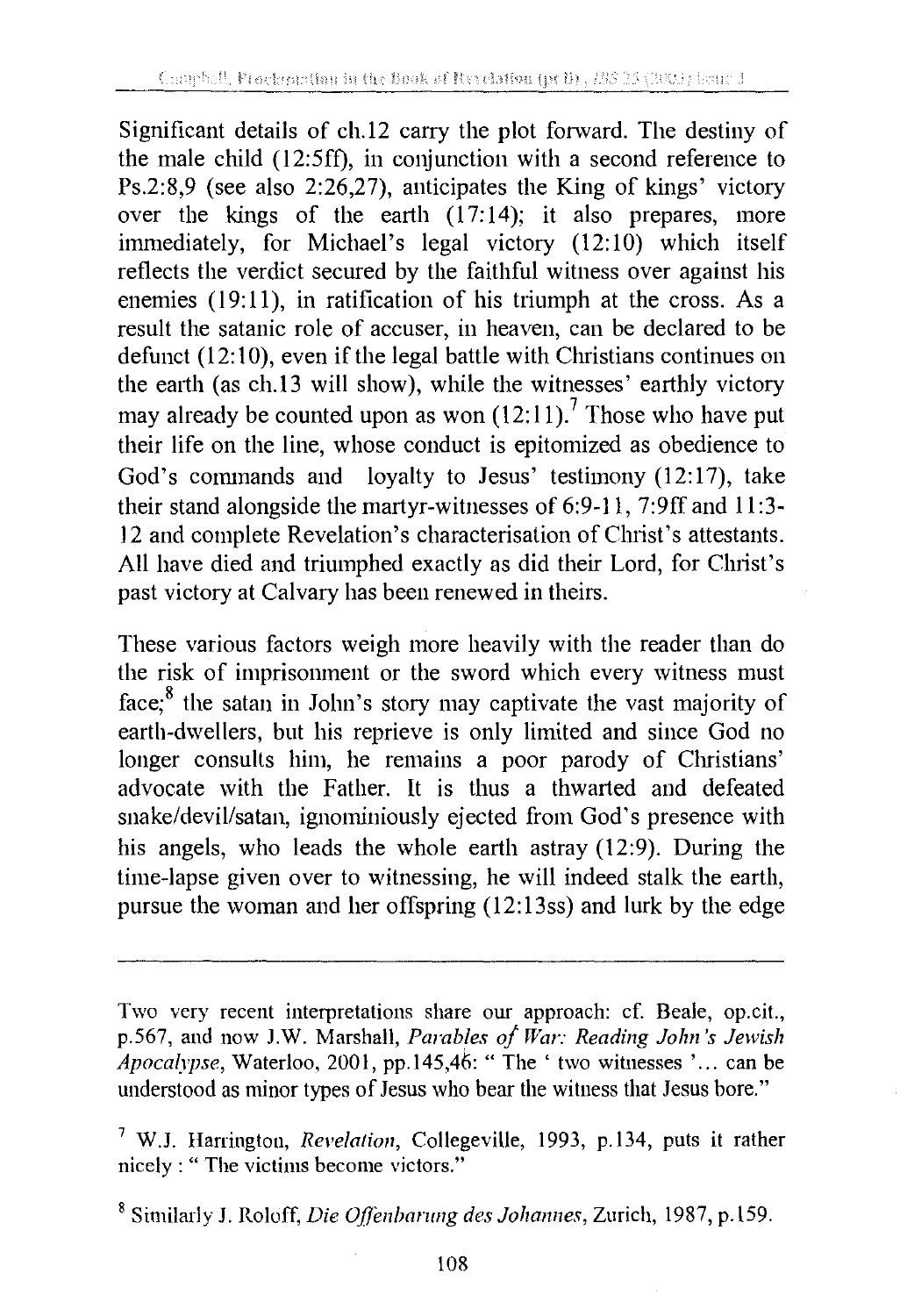Significant details of ch.12 carry the plot forward. The destiny of the male child (12:5ff), in conjunction with a second reference to Ps.2:8,9 (see also 2:26,27), anticipates the King of kings' victory over the kings of the earth (17:14); it also prepares, more immediately, for Michael's legal victory (12:10) which itself reflects the verdict secured by the faithful witness over against his enemies (19:11), in ratification of his triumph at the cross. As a result the satanic role of accuser, in heaven, can be declared to be defunct (12:10), even if the legal battle with Christians continues on the earth (as ch.13 will show), while the witnesses' earthly victory may already be counted upon as won (12:11).[7] Those who have put their life on the line, whose conduct is epitomized as obedience to God's commands and loyalty to Jesus' testimony (12:17), take their stand alongside the martyr-witnesses of 6:9-11, 7:9ff and 11:3-12 and complete Revelation's characterisation of Christ's attestants. All have died and triumphed exactly as did their Lord, for Christ's past victory at Calvary has been renewed in theirs.

These various factors weigh more heavily with the reader than do the risk of imprisonment or the sword which every witness must face;[8] the satan in John's story may captivate the vast majority of earth-dwellers, but his reprieve is only limited and since God no longer consults him, he remains a poor parody of Christians' advocate with the Father. It is thus a thwarted and defeated snake/devil/satan, ignominiously ejected from God's presence with his angels, who leads the whole earth astray (12:9). During the time-lapse given over to witnessing, he will indeed stalk the earth, pursue the woman and her offspring (12:13ss) and lurk by the edge

---

Two very recent interpretations share our approach: cf. Beale, op.cit., p.567, and now J.W. Marshall, *Parables of War: Reading John's Jewish Apocalypse*, Waterloo, 2001, pp.145,46: " The ' two witnesses '... can be understood as minor types of Jesus who bear the witness that Jesus bore."

[7] W.J. Harrington, *Revelation*, Collegeville, 1993, p.134, puts it rather nicely : " The victims become victors."

[8] Similarly J. Roloff, *Die Offenbarung des Johannes*, Zurich, 1987, p.159.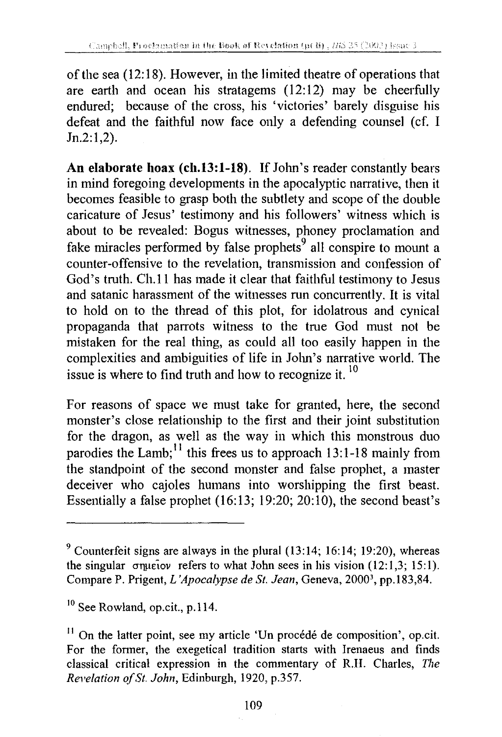of the sea (12:18). However, in the limited theatre of operations that are earth and ocean his stratagems (12:12) may be cheerfully endured; because of the cross, his 'victories' barely disguise his defeat and the faithful now face only a defending counsel (cf. I Jn.2:1,2).

**An elaborate hoax (ch.13:1-18).** If John's reader constantly bears in mind foregoing developments in the apocalyptic narrative, then it becomes feasible to grasp both the subtlety and scope of the double caricature of Jesus' testimony and his followers' witness which is about to be revealed: Bogus witnesses, phoney proclamation and fake miracles performed by false prophets[9] all conspire to mount a counter-offensive to the revelation, transmission and confession of God's truth. Ch.11 has made it clear that faithful testimony to Jesus and satanic harassment of the witnesses run concurrently. It is vital to hold on to the thread of this plot, for idolatrous and cynical propaganda that parrots witness to the true God must not be mistaken for the real thing, as could all too easily happen in the complexities and ambiguities of life in John's narrative world. The issue is where to find truth and how to recognize it.[10]

For reasons of space we must take for granted, here, the second monster's close relationship to the first and their joint substitution for the dragon, as well as the way in which this monstrous duo parodies the Lamb;[11] this frees us to approach 13:1-18 mainly from the standpoint of the second monster and false prophet, a master deceiver who cajoles humans into worshipping the first beast. Essentially a false prophet (16:13; 19:20; 20:10), the second beast's

---

[9] Counterfeit signs are always in the plural (13:14; 16:14; 19:20), whereas the singular σημεῖον refers to what John sees in his vision (12:1,3; 15:1). Compare P. Prigent, *L'Apocalypse de St. Jean*, Geneva, 2000³, pp.183,84.

[10] See Rowland, op.cit., p.114.

[11] On the latter point, see my article 'Un procédé de composition', op.cit. For the former, the exegetical tradition starts with Irenaeus and finds classical critical expression in the commentary of R.H. Charles, *The Revelation of St. John*, Edinburgh, 1920, p.357.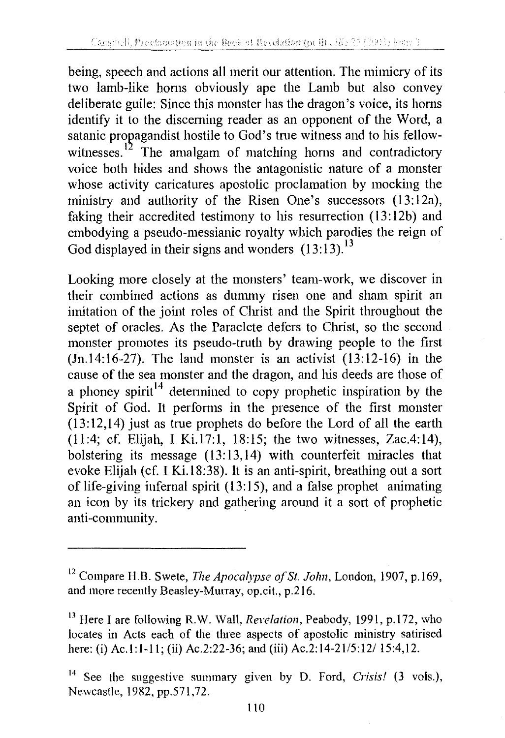being, speech and actions all merit our attention. The mimicry of its two lamb-like horns obviously ape the Lamb but also convey deliberate guile: Since this monster has the dragon's voice, its horns identify it to the discerning reader as an opponent of the Word, a satanic propagandist hostile to God's true witness and to his fellow-witnesses.[12] The amalgam of matching horns and contradictory voice both hides and shows the antagonistic nature of a monster whose activity caricatures apostolic proclamation by mocking the ministry and authority of the Risen One's successors (13:12a), faking their accredited testimony to his resurrection (13:12b) and embodying a pseudo-messianic royalty which parodies the reign of God displayed in their signs and wonders (13:13).[13]

Looking more closely at the monsters' team-work, we discover in their combined actions as dummy risen one and sham spirit an imitation of the joint roles of Christ and the Spirit throughout the septet of oracles. As the Paraclete defers to Christ, so the second monster promotes its pseudo-truth by drawing people to the first (Jn.14:16-27). The land monster is an activist (13:12-16) in the cause of the sea monster and the dragon, and his deeds are those of a phoney spirit[14] determined to copy prophetic inspiration by the Spirit of God. It performs in the presence of the first monster (13:12,14) just as true prophets do before the Lord of all the earth (11:4; cf. Elijah, I Ki.17:1, 18:15; the two witnesses, Zac.4:14), bolstering its message (13:13,14) with counterfeit miracles that evoke Elijah (cf. I Ki.18:38). It is an anti-spirit, breathing out a sort of life-giving infernal spirit (13:15), and a false prophet animating an icon by its trickery and gathering around it a sort of prophetic anti-community.

---

[12] Compare H.B. Swete, *The Apocalypse of St. John*, London, 1907, p.169, and more recently Beasley-Murray, op.cit., p.216.

[13] Here I are following R.W. Wall, *Revelation*, Peabody, 1991, p.172, who locates in Acts each of the three aspects of apostolic ministry satirised here: (i) Ac.1:1-11; (ii) Ac.2:22-36; and (iii) Ac.2:14-21/5:12/ 15:4,12.

[14] See the suggestive summary given by D. Ford, *Crisis!* (3 vols.), Newcastle, 1982, pp.571,72.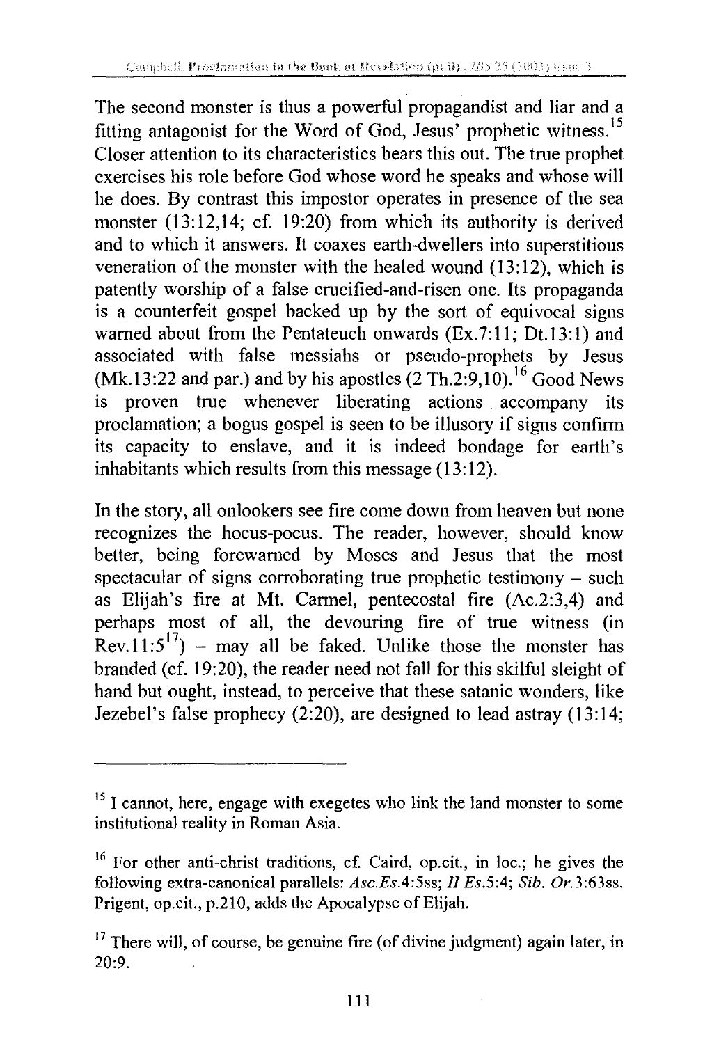The second monster is thus a powerful propagandist and liar and a fitting antagonist for the Word of God, Jesus' prophetic witness.[15] Closer attention to its characteristics bears this out. The true prophet exercises his role before God whose word he speaks and whose will he does. By contrast this impostor operates in presence of the sea monster (13:12,14; cf. 19:20) from which its authority is derived and to which it answers. It coaxes earth-dwellers into superstitious veneration of the monster with the healed wound (13:12), which is patently worship of a false crucified-and-risen one. Its propaganda is a counterfeit gospel backed up by the sort of equivocal signs warned about from the Pentateuch onwards (Ex.7:11; Dt.13:1) and associated with false messiahs or pseudo-prophets by Jesus (Mk.13:22 and par.) and by his apostles (2 Th.2:9,10).[16] Good News is proven true whenever liberating actions accompany its proclamation; a bogus gospel is seen to be illusory if signs confirm its capacity to enslave, and it is indeed bondage for earth's inhabitants which results from this message (13:12).

In the story, all onlookers see fire come down from heaven but none recognizes the hocus-pocus. The reader, however, should know better, being forewarned by Moses and Jesus that the most spectacular of signs corroborating true prophetic testimony – such as Elijah's fire at Mt. Carmel, pentecostal fire (Ac.2:3,4) and perhaps most of all, the devouring fire of true witness (in Rev.11:5[17]) – may all be faked. Unlike those the monster has branded (cf. 19:20), the reader need not fall for this skilful sleight of hand but ought, instead, to perceive that these satanic wonders, like Jezebel's false prophecy (2:20), are designed to lead astray (13:14;

---

[15] I cannot, here, engage with exegetes who link the land monster to some institutional reality in Roman Asia.

[16] For other anti-christ traditions, cf. Caird, op.cit., in loc.; he gives the following extra-canonical parallels: *Asc.Es.*4:5ss; *II Es.*5:4; *Sib. Or.*3:63ss. Prigent, op.cit., p.210, adds the Apocalypse of Elijah.

[17] There will, of course, be genuine fire (of divine judgment) again later, in 20:9.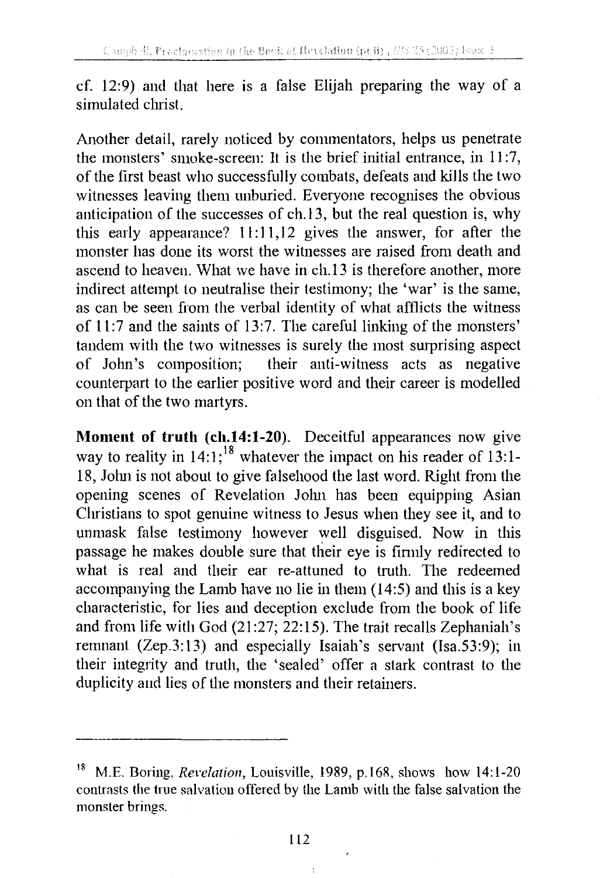cf. 12:9) and that here is a false Elijah preparing the way of a simulated christ.

Another detail, rarely noticed by commentators, helps us penetrate the monsters' smoke-screen: It is the brief initial entrance, in 11:7, of the first beast who successfully combats, defeats and kills the two witnesses leaving them unburied. Everyone recognises the obvious anticipation of the successes of ch.13, but the real question is, why this early appearance? 11:11,12 gives the answer, for after the monster has done its worst the witnesses are raised from death and ascend to heaven. What we have in ch.13 is therefore another, more indirect attempt to neutralise their testimony; the 'war' is the same, as can be seen from the verbal identity of what afflicts the witness of 11:7 and the saints of 13:7. The careful linking of the monsters' tandem with the two witnesses is surely the most surprising aspect of John's composition; their anti-witness acts as negative counterpart to the earlier positive word and their career is modelled on that of the two martyrs.

**Moment of truth (ch.14:1-20).** Deceitful appearances now give way to reality in 14:1;[18] whatever the impact on his reader of 13:1-18, John is not about to give falsehood the last word. Right from the opening scenes of Revelation John has been equipping Asian Christians to spot genuine witness to Jesus when they see it, and to unmask false testimony however well disguised. Now in this passage he makes double sure that their eye is firmly redirected to what is real and their ear re-attuned to truth. The redeemed accompanying the Lamb have no lie in them (14:5) and this is a key characteristic, for lies and deception exclude from the book of life and from life with God (21:27; 22:15). The trait recalls Zephaniah's remnant (Zep.3:13) and especially Isaiah's servant (Isa.53:9); in their integrity and truth, the 'sealed' offer a stark contrast to the duplicity and lies of the monsters and their retainers.

---

[18] M.E. Boring, *Revelation*, Louisville, 1989, p.168, shows how 14:1-20 contrasts the true salvation offered by the Lamb with the false salvation the monster brings.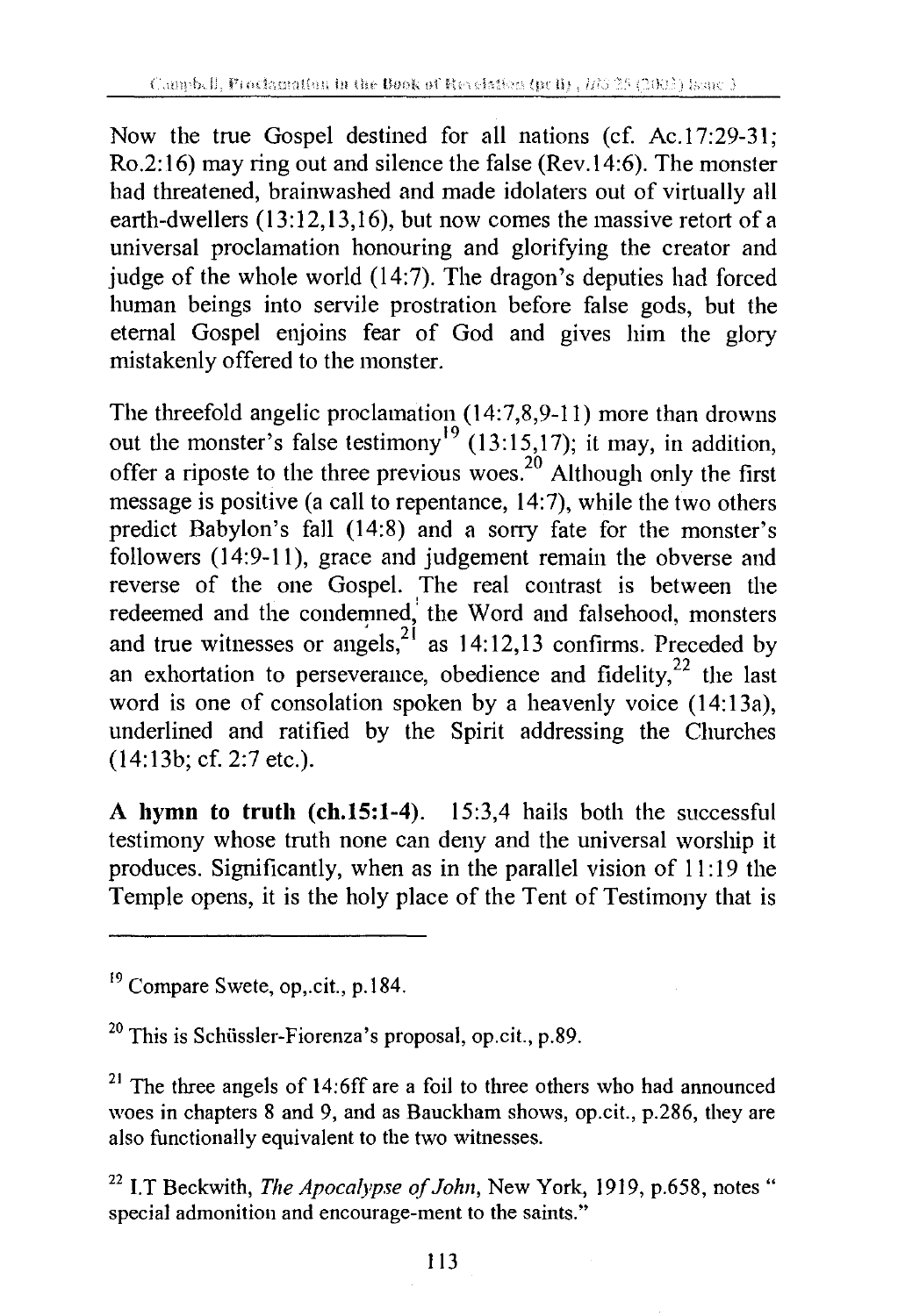Now the true Gospel destined for all nations (cf. Ac.17:29-31; Ro.2:16) may ring out and silence the false (Rev.14:6). The monster had threatened, brainwashed and made idolaters out of virtually all earth-dwellers (13:12,13,16), but now comes the massive retort of a universal proclamation honouring and glorifying the creator and judge of the whole world (14:7). The dragon's deputies had forced human beings into servile prostration before false gods, but the eternal Gospel enjoins fear of God and gives him the glory mistakenly offered to the monster.

The threefold angelic proclamation (14:7,8,9-11) more than drowns out the monster's false testimony[19] (13:15,17); it may, in addition, offer a riposte to the three previous woes.[20] Although only the first message is positive (a call to repentance, 14:7), while the two others predict Babylon's fall (14:8) and a sorry fate for the monster's followers (14:9-11), grace and judgement remain the obverse and reverse of the one Gospel. The real contrast is between the redeemed and the condemned, the Word and falsehood, monsters and true witnesses or angels,[21] as 14:12,13 confirms. Preceded by an exhortation to perseverance, obedience and fidelity,[22] the last word is one of consolation spoken by a heavenly voice (14:13a), underlined and ratified by the Spirit addressing the Churches (14:13b; cf. 2:7 etc.).

**A hymn to truth (ch.15:1-4).** 15:3,4 hails both the successful testimony whose truth none can deny and the universal worship it produces. Significantly, when as in the parallel vision of 11:19 the Temple opens, it is the holy place of the Tent of Testimony that is

---

[19] Compare Swete, op,.cit., p.184.

[20] This is Schüssler-Fiorenza's proposal, op.cit., p.89.

[21] The three angels of 14:6ff are a foil to three others who had announced woes in chapters 8 and 9, and as Bauckham shows, op.cit., p.286, they are also functionally equivalent to the two witnesses.

[22] I.T Beckwith, *The Apocalypse of John*, New York, 1919, p.658, notes " special admonition and encourage-ment to the saints."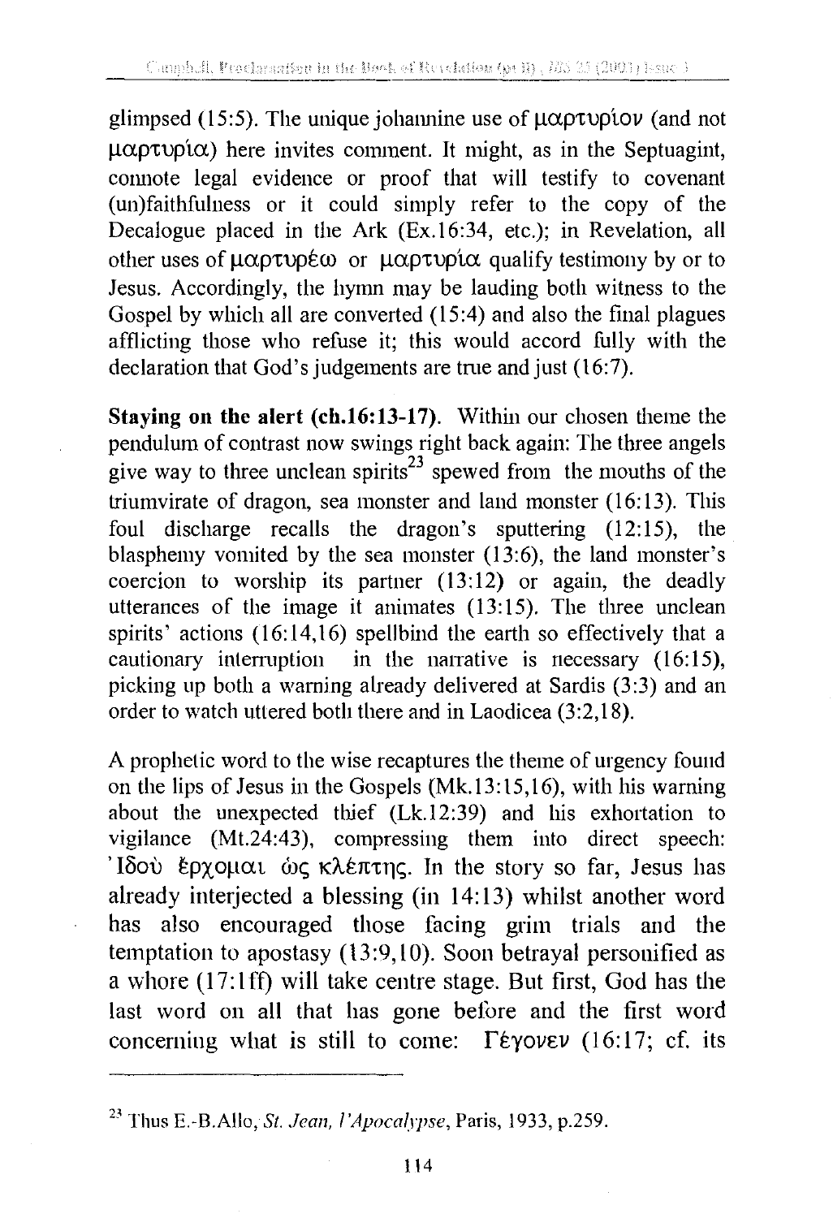glimpsed (15:5). The unique johannine use of μαρτυρίου (and not μαρτυρία) here invites comment. It might, as in the Septuagint, connote legal evidence or proof that will testify to covenant (un)faithfulness or it could simply refer to the copy of the Decalogue placed in the Ark (Ex.16:34, etc.); in Revelation, all other uses of μαρτυρέω or μαρτυρία qualify testimony by or to Jesus. Accordingly, the hymn may be lauding both witness to the Gospel by which all are converted (15:4) and also the final plagues afflicting those who refuse it; this would accord fully with the declaration that God's judgements are true and just (16:7).

**Staying on the alert (ch.16:13-17).** Within our chosen theme the pendulum of contrast now swings right back again: The three angels give way to three unclean spirits[23] spewed from the mouths of the triumvirate of dragon, sea monster and land monster (16:13). This foul discharge recalls the dragon's sputtering (12:15), the blasphemy vomited by the sea monster (13:6), the land monster's coercion to worship its partner (13:12) or again, the deadly utterances of the image it animates (13:15). The three unclean spirits' actions (16:14,16) spellbind the earth so effectively that a cautionary interruption in the narrative is necessary (16:15), picking up both a warning already delivered at Sardis (3:3) and an order to watch uttered both there and in Laodicea (3:2,18).

A prophetic word to the wise recaptures the theme of urgency found on the lips of Jesus in the Gospels (Mk.13:15,16), with his warning about the unexpected thief (Lk.12:39) and his exhortation to vigilance (Mt.24:43), compressing them into direct speech: Ἰδοὺ ἔρχομαι ὡς κλέπτης. In the story so far, Jesus has already interjected a blessing (in 14:13) whilst another word has also encouraged those facing grim trials and the temptation to apostasy (13:9,10). Soon betrayal personified as a whore (17:1ff) will take centre stage. But first, God has the last word on all that has gone before and the first word concerning what is still to come: Γέγονεν (16:17; cf. its

---

[23] Thus E.-B.Allo, *St. Jean, l'Apocalypse*, Paris, 1933, p.259.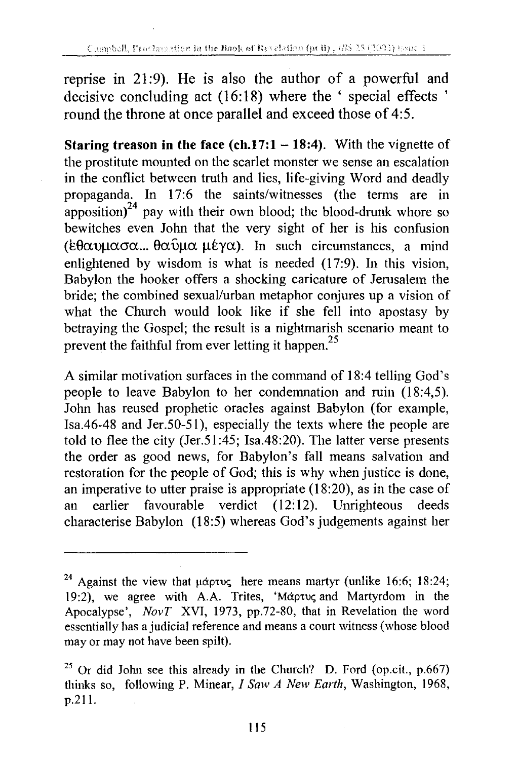reprise in 21:9). He is also the author of a powerful and decisive concluding act (16:18) where the ' special effects ' round the throne at once parallel and exceed those of 4:5.

**Staring treason in the face (ch.17:1 – 18:4).** With the vignette of the prostitute mounted on the scarlet monster we sense an escalation in the conflict between truth and lies, life-giving Word and deadly propaganda. In 17:6 the saints/witnesses (the terms are in apposition)[24] pay with their own blood; the blood-drunk whore so bewitches even John that the very sight of her is his confusion (ἐθαυμασα... θαῦμα μέγα). In such circumstances, a mind enlightened by wisdom is what is needed (17:9). In this vision, Babylon the hooker offers a shocking caricature of Jerusalem the bride; the combined sexual/urban metaphor conjures up a vision of what the Church would look like if she fell into apostasy by betraying the Gospel; the result is a nightmarish scenario meant to prevent the faithful from ever letting it happen.[25]

A similar motivation surfaces in the command of 18:4 telling God's people to leave Babylon to her condemnation and ruin (18:4,5). John has reused prophetic oracles against Babylon (for example, Isa.46-48 and Jer.50-51), especially the texts where the people are told to flee the city (Jer.51:45; Isa.48:20). The latter verse presents the order as good news, for Babylon's fall means salvation and restoration for the people of God; this is why when justice is done, an imperative to utter praise is appropriate (18:20), as in the case of an earlier favourable verdict (12:12). Unrighteous deeds characterise Babylon (18:5) whereas God's judgements against her

---

[24] Against the view that μάρτυς here means martyr (unlike 16:6; 18:24; 19:2), we agree with A.A. Trites, 'Μάρτυς and Martyrdom in the Apocalypse', *NovT* XVI, 1973, pp.72-80, that in Revelation the word essentially has a judicial reference and means a court witness (whose blood may or may not have been spilt).

[25] Or did John see this already in the Church? D. Ford (op.cit., p.667) thinks so, following P. Minear, *I Saw A New Earth*, Washington, 1968, p.211.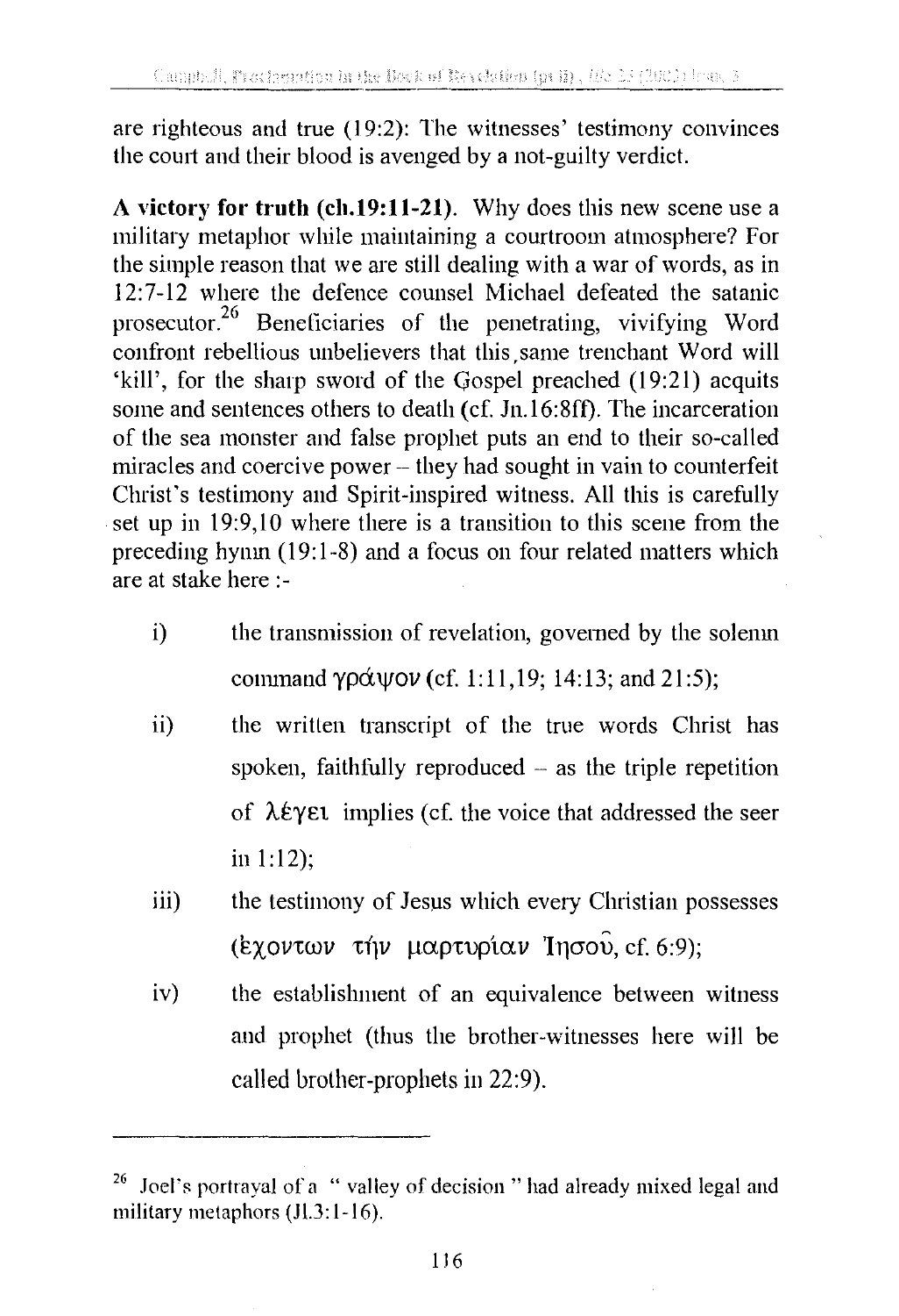are righteous and true (19:2): The witnesses' testimony convinces the court and their blood is avenged by a not-guilty verdict.

**A victory for truth (ch.19:11-21).** Why does this new scene use a military metaphor while maintaining a courtroom atmosphere? For the simple reason that we are still dealing with a war of words, as in 12:7-12 where the defence counsel Michael defeated the satanic prosecutor.[26] Beneficiaries of the penetrating, vivifying Word confront rebellious unbelievers that this same trenchant Word will 'kill', for the sharp sword of the Gospel preached (19:21) acquits some and sentences others to death (cf. Jn.16:8ff). The incarceration of the sea monster and false prophet puts an end to their so-called miracles and coercive power – they had sought in vain to counterfeit Christ's testimony and Spirit-inspired witness. All this is carefully set up in 19:9,10 where there is a transition to this scene from the preceding hymn (19:1-8) and a focus on four related matters which are at stake here :-

i) the transmission of revelation, governed by the solemn command γράψον (cf. 1:11,19; 14:13; and 21:5);

ii) the written transcript of the true words Christ has spoken, faithfully reproduced – as the triple repetition of λέγει implies (cf. the voice that addressed the seer in 1:12);

iii) the testimony of Jesus which every Christian possesses (ἐχόντων τὴν μαρτυρίαν Ἰησοῦ, cf. 6:9);

iv) the establishment of an equivalence between witness and prophet (thus the brother-witnesses here will be called brother-prophets in 22:9).

---

[26] Joel's portrayal of a " valley of decision " had already mixed legal and military metaphors (Jl.3:1-16).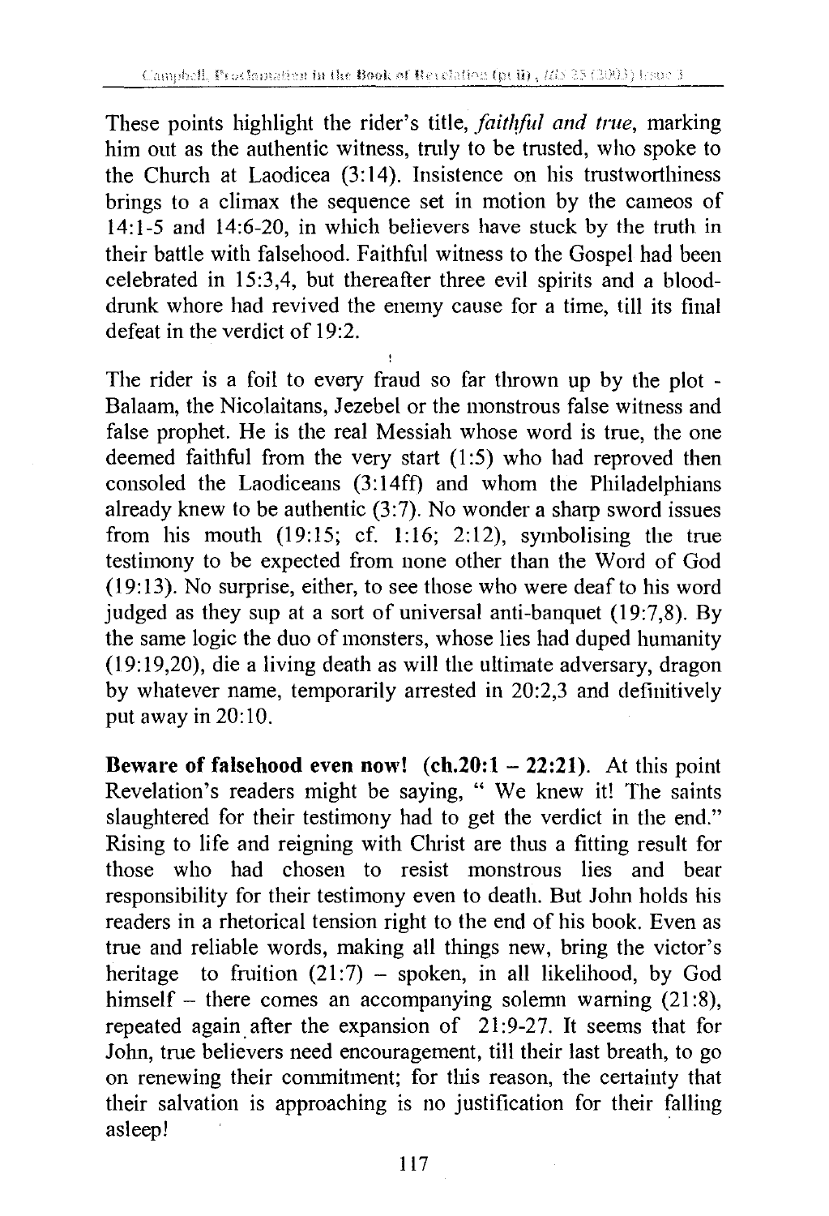These points highlight the rider's title, *faithful and true*, marking him out as the authentic witness, truly to be trusted, who spoke to the Church at Laodicea (3:14). Insistence on his trustworthiness brings to a climax the sequence set in motion by the cameos of 14:1-5 and 14:6-20, in which believers have stuck by the truth in their battle with falsehood. Faithful witness to the Gospel had been celebrated in 15:3,4, but thereafter three evil spirits and a blood-drunk whore had revived the enemy cause for a time, till its final defeat in the verdict of 19:2.

The rider is a foil to every fraud so far thrown up by the plot - Balaam, the Nicolaitans, Jezebel or the monstrous false witness and false prophet. He is the real Messiah whose word is true, the one deemed faithful from the very start (1:5) who had reproved then consoled the Laodiceans (3:14ff) and whom the Philadelphians already knew to be authentic (3:7). No wonder a sharp sword issues from his mouth (19:15; cf. 1:16; 2:12), symbolising the true testimony to be expected from none other than the Word of God (19:13). No surprise, either, to see those who were deaf to his word judged as they sup at a sort of universal anti-banquet (19:7,8). By the same logic the duo of monsters, whose lies had duped humanity (19:19,20), die a living death as will the ultimate adversary, dragon by whatever name, temporarily arrested in 20:2,3 and definitively put away in 20:10.

**Beware of falsehood even now! (ch.20:1 – 22:21).** At this point Revelation's readers might be saying, " We knew it! The saints slaughtered for their testimony had to get the verdict in the end." Rising to life and reigning with Christ are thus a fitting result for those who had chosen to resist monstrous lies and bear responsibility for their testimony even to death. But John holds his readers in a rhetorical tension right to the end of his book. Even as true and reliable words, making all things new, bring the victor's heritage to fruition (21:7) – spoken, in all likelihood, by God himself – there comes an accompanying solemn warning (21:8), repeated again after the expansion of 21:9-27. It seems that for John, true believers need encouragement, till their last breath, to go on renewing their commitment; for this reason, the certainty that their salvation is approaching is no justification for their falling asleep!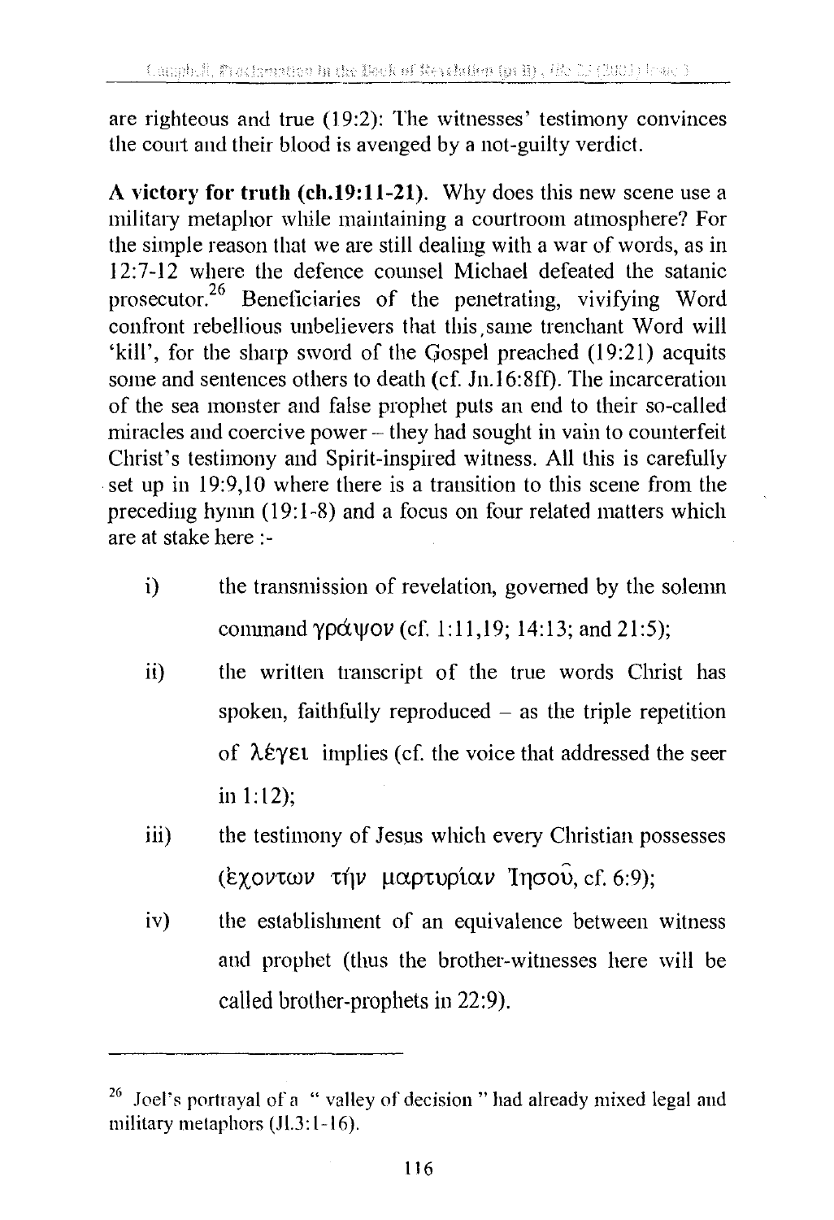are righteous and true (19:2): The witnesses' testimony convinces the court and their blood is avenged by a not-guilty verdict.

**A victory for truth (ch.19:11-21).** Why does this new scene use a military metaphor while maintaining a courtroom atmosphere? For the simple reason that we are still dealing with a war of words, as in 12:7-12 where the defence counsel Michael defeated the satanic prosecutor.[26] Beneficiaries of the penetrating, vivifying Word confront rebellious unbelievers that this same trenchant Word will 'kill', for the sharp sword of the Gospel preached (19:21) acquits some and sentences others to death (cf. Jn.16:8ff). The incarceration of the sea monster and false prophet puts an end to their so-called miracles and coercive power – they had sought in vain to counterfeit Christ's testimony and Spirit-inspired witness. All this is carefully set up in 19:9,10 where there is a transition to this scene from the preceding hymn (19:1-8) and a focus on four related matters which are at stake here :-

i) the transmission of revelation, governed by the solemn command γράψον (cf. 1:11,19; 14:13; and 21:5);

ii) the written transcript of the true words Christ has spoken, faithfully reproduced – as the triple repetition of λέγει implies (cf. the voice that addressed the seer in 1:12);

iii) the testimony of Jesus which every Christian possesses (ἐχοντων τὴν μαρτυρίαν Ἰησοῦ, cf. 6:9);

iv) the establishment of an equivalence between witness and prophet (thus the brother-witnesses here will be called brother-prophets in 22:9).

---

[26] Joel's portrayal of a " valley of decision " had already mixed legal and military metaphors (Jl.3:1-16).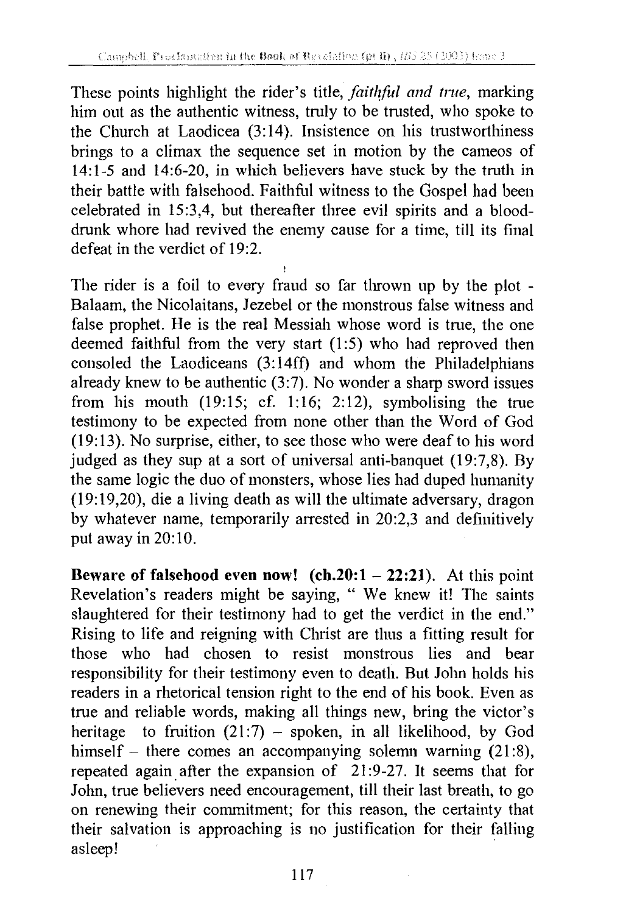These points highlight the rider's title, *faithful and true*, marking him out as the authentic witness, truly to be trusted, who spoke to the Church at Laodicea (3:14). Insistence on his trustworthiness brings to a climax the sequence set in motion by the cameos of 14:1-5 and 14:6-20, in which believers have stuck by the truth in their battle with falsehood. Faithful witness to the Gospel had been celebrated in 15:3,4, but thereafter three evil spirits and a blood-drunk whore had revived the enemy cause for a time, till its final defeat in the verdict of 19:2.

The rider is a foil to every fraud so far thrown up by the plot - Balaam, the Nicolaitans, Jezebel or the monstrous false witness and false prophet. He is the real Messiah whose word is true, the one deemed faithful from the very start (1:5) who had reproved then consoled the Laodiceans (3:14ff) and whom the Philadelphians already knew to be authentic (3:7). No wonder a sharp sword issues from his mouth (19:15; cf. 1:16; 2:12), symbolising the true testimony to be expected from none other than the Word of God (19:13). No surprise, either, to see those who were deaf to his word judged as they sup at a sort of universal anti-banquet (19:7,8). By the same logic the duo of monsters, whose lies had duped humanity (19:19,20), die a living death as will the ultimate adversary, dragon by whatever name, temporarily arrested in 20:2,3 and definitively put away in 20:10.

**Beware of falsehood even now! (ch.20:1 – 22:21).** At this point Revelation's readers might be saying, " We knew it! The saints slaughtered for their testimony had to get the verdict in the end." Rising to life and reigning with Christ are thus a fitting result for those who had chosen to resist monstrous lies and bear responsibility for their testimony even to death. But John holds his readers in a rhetorical tension right to the end of his book. Even as true and reliable words, making all things new, bring the victor's heritage to fruition (21:7) – spoken, in all likelihood, by God himself – there comes an accompanying solemn warning (21:8), repeated again after the expansion of 21:9-27. It seems that for John, true believers need encouragement, till their last breath, to go on renewing their commitment; for this reason, the certainty that their salvation is approaching is no justification for their falling asleep!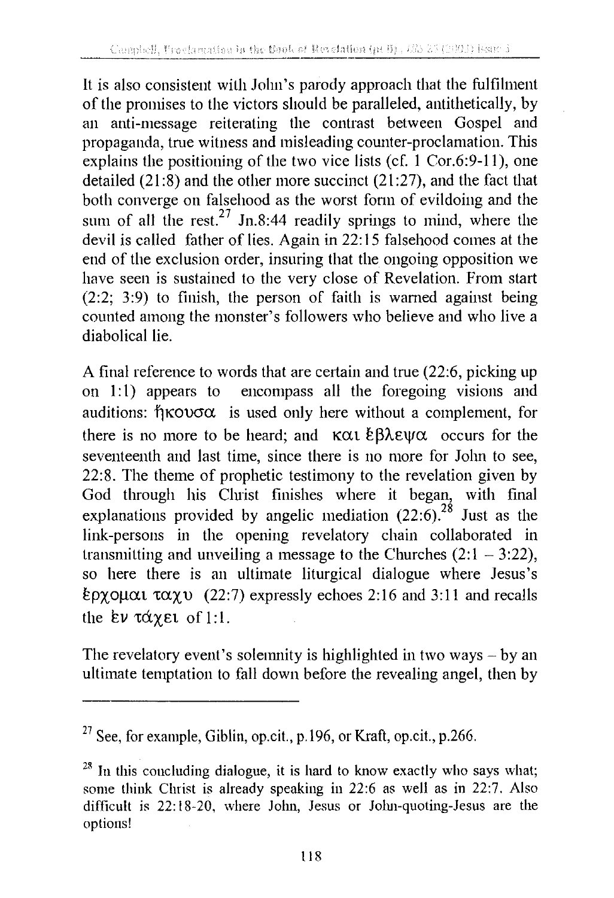It is also consistent with John's parody approach that the fulfilment of the promises to the victors should be paralleled, antithetically, by an anti-message reiterating the contrast between Gospel and propaganda, true witness and misleading counter-proclamation. This explains the positioning of the two vice lists (cf. 1 Cor.6:9-11), one detailed (21:8) and the other more succinct (21:27), and the fact that both converge on falsehood as the worst form of evildoing and the sum of all the rest.[27] Jn.8:44 readily springs to mind, where the devil is called father of lies. Again in 22:15 falsehood comes at the end of the exclusion order, insuring that the ongoing opposition we have seen is sustained to the very close of Revelation. From start (2:2; 3:9) to finish, the person of faith is warned against being counted among the monster's followers who believe and who live a diabolical lie.

A final reference to words that are certain and true (22:6, picking up on 1:1) appears to encompass all the foregoing visions and auditions: ἤκουσα is used only here without a complement, for there is no more to be heard; and και ἔβλεψα occurs for the seventeenth and last time, since there is no more for John to see, 22:8. The theme of prophetic testimony to the revelation given by God through his Christ finishes where it began, with final explanations provided by angelic mediation (22:6).[28] Just as the link-persons in the opening revelatory chain collaborated in transmitting and unveiling a message to the Churches (2:1 – 3:22), so here there is an ultimate liturgical dialogue where Jesus's ἔρχομαι ταχυ (22:7) expressly echoes 2:16 and 3:11 and recalls the ἐν τάχει of 1:1.

The revelatory event's solemnity is highlighted in two ways – by an ultimate temptation to fall down before the revealing angel, then by

---

[27] See, for example, Giblin, op.cit., p.196, or Kraft, op.cit., p.266.

[28] In this concluding dialogue, it is hard to know exactly who says what; some think Christ is already speaking in 22:6 as well as in 22:7. Also difficult is 22:18-20, where John, Jesus or John-quoting-Jesus are the options!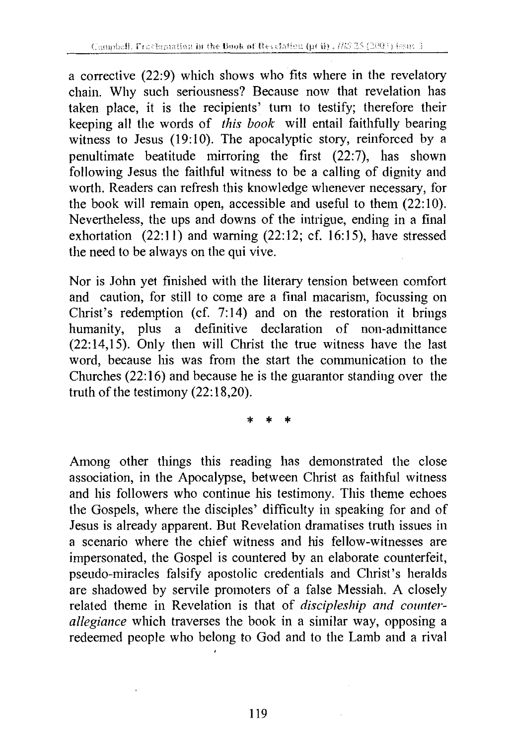a corrective (22:9) which shows who fits where in the revelatory chain. Why such seriousness? Because now that revelation has taken place, it is the recipients' turn to testify; therefore their keeping all the words of *this book* will entail faithfully bearing witness to Jesus (19:10). The apocalyptic story, reinforced by a penultimate beatitude mirroring the first (22:7), has shown following Jesus the faithful witness to be a calling of dignity and worth. Readers can refresh this knowledge whenever necessary, for the book will remain open, accessible and useful to them (22:10). Nevertheless, the ups and downs of the intrigue, ending in a final exhortation (22:11) and warning (22:12; cf. 16:15), have stressed the need to be always on the qui vive.

Nor is John yet finished with the literary tension between comfort and caution, for still to come are a final macarism, focussing on Christ's redemption (cf. 7:14) and on the restoration it brings humanity, plus a definitive declaration of non-admittance (22:14,15). Only then will Christ the true witness have the last word, because his was from the start the communication to the Churches (22:16) and because he is the guarantor standing over the truth of the testimony (22:18,20).

\* \* \*

Among other things this reading has demonstrated the close association, in the Apocalypse, between Christ as faithful witness and his followers who continue his testimony. This theme echoes the Gospels, where the disciples' difficulty in speaking for and of Jesus is already apparent. But Revelation dramatises truth issues in a scenario where the chief witness and his fellow-witnesses are impersonated, the Gospel is countered by an elaborate counterfeit, pseudo-miracles falsify apostolic credentials and Christ's heralds are shadowed by servile promoters of a false Messiah. A closely related theme in Revelation is that of *discipleship and counter-allegiance* which traverses the book in a similar way, opposing a redeemed people who belong to God and to the Lamb and a rival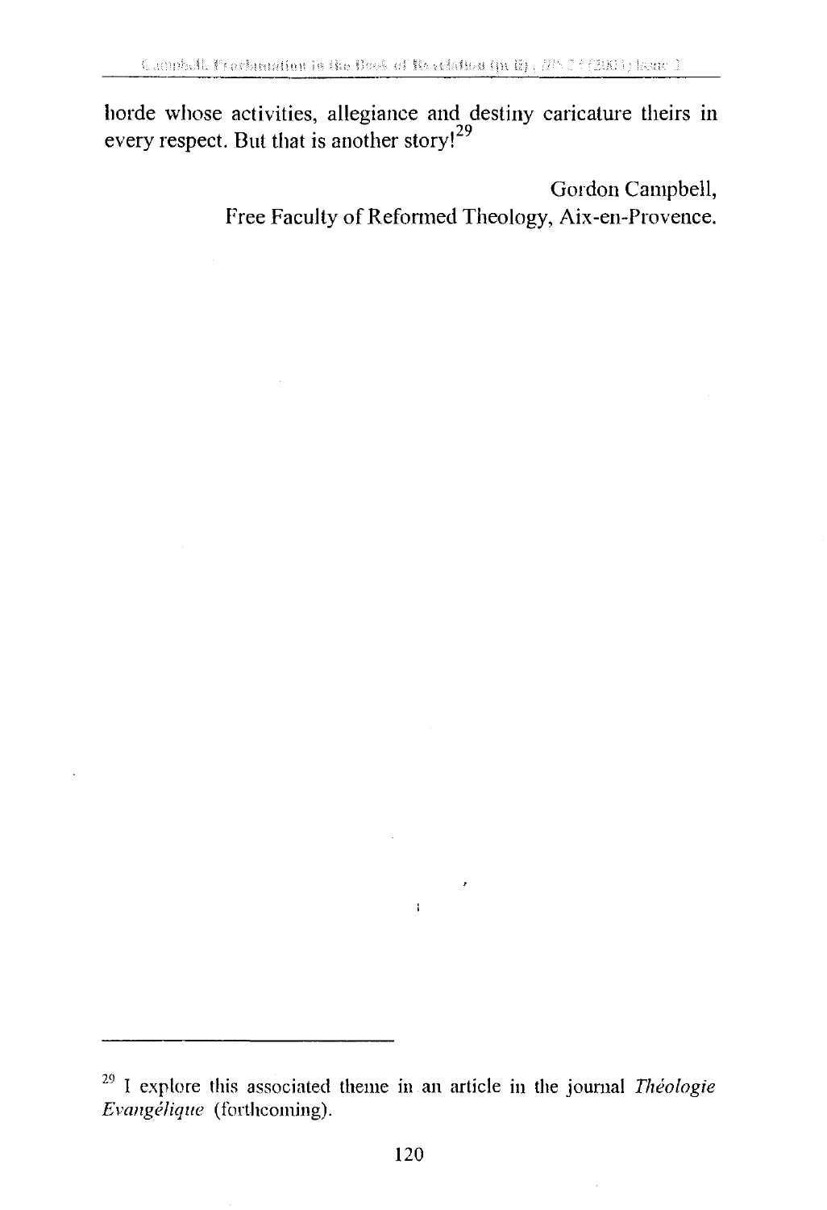horde whose activities, allegiance and destiny caricature theirs in every respect. But that is another story![29]

Gordon Campbell,
Free Faculty of Reformed Theology, Aix-en-Provence.

---

[29] I explore this associated theme in an article in the journal *Théologie Evangélique* (forthcoming).